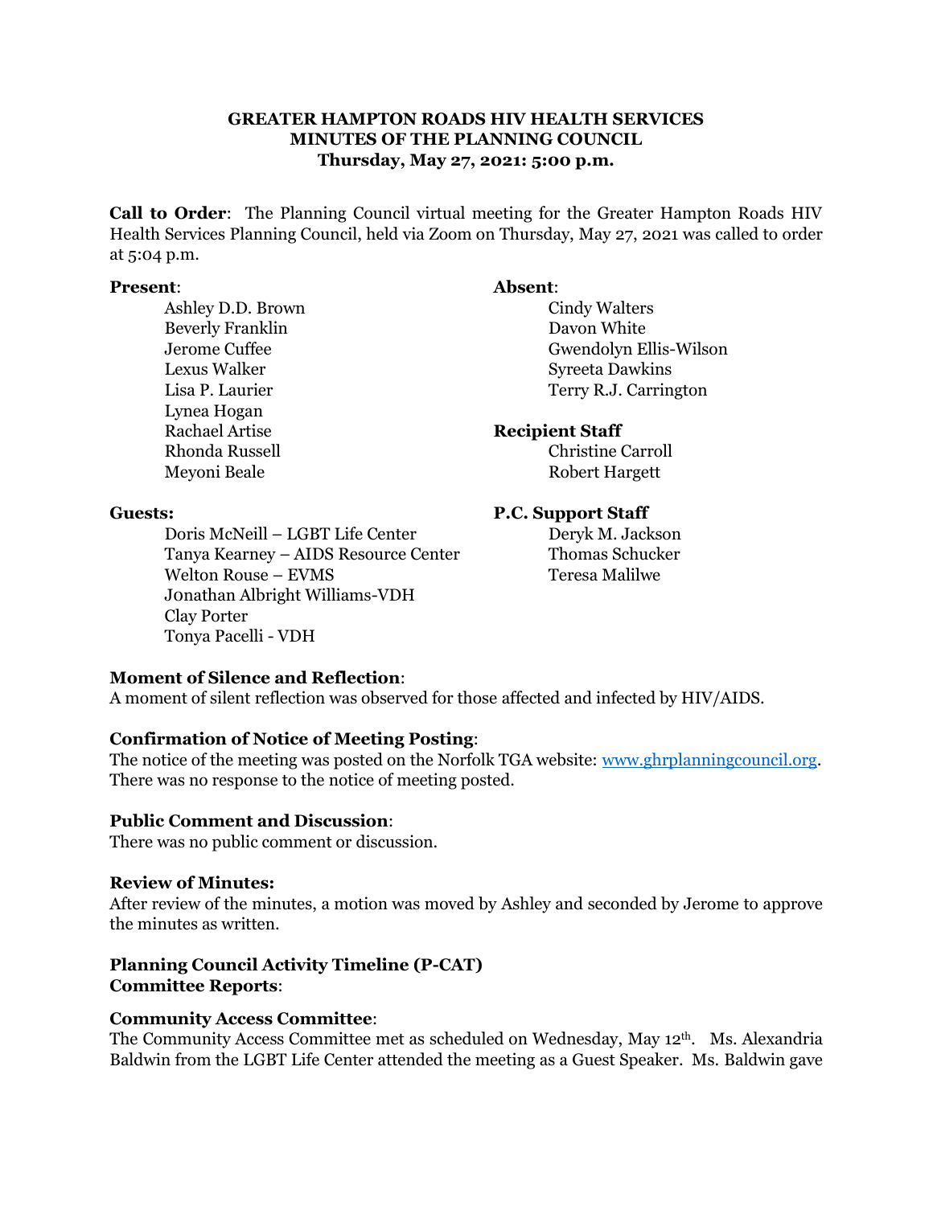**GREATER HAMPTON ROADS HIV HEALTH SERVICES**
**MINUTES OF THE PLANNING COUNCIL**
**Thursday, May 27, 2021: 5:00 p.m.**

**Call to Order**: The Planning Council virtual meeting for the Greater Hampton Roads HIV Health Services Planning Council, held via Zoom on Thursday, May 27, 2021 was called to order at 5:04 p.m.

**Present**:

- Ashley D.D. Brown
- Beverly Franklin
- Jerome Cuffee
- Lexus Walker
- Lisa P. Laurier
- Lynea Hogan
- Rachael Artise
- Rhonda Russell
- Meyoni Beale

**Absent**:

- Cindy Walters
- Davon White
- Gwendolyn Ellis-Wilson
- Syreeta Dawkins
- Terry R.J. Carrington

**Recipient Staff**

- Christine Carroll
- Robert Hargett

**Guests:**

- Doris McNeill – LGBT Life Center
- Tanya Kearney – AIDS Resource Center
- Welton Rouse – EVMS
- Jonathan Albright Williams-VDH
- Clay Porter
- Tonya Pacelli - VDH

**P.C. Support Staff**

- Deryk M. Jackson
- Thomas Schucker
- Teresa Malilwe

**Moment of Silence and Reflection**:
A moment of silent reflection was observed for those affected and infected by HIV/AIDS.

**Confirmation of Notice of Meeting Posting**:
The notice of the meeting was posted on the Norfolk TGA website: www.ghrplanningcouncil.org. There was no response to the notice of meeting posted.

**Public Comment and Discussion**:
There was no public comment or discussion.

**Review of Minutes:**
After review of the minutes, a motion was moved by Ashley and seconded by Jerome to approve the minutes as written.

**Planning Council Activity Timeline (P-CAT)**
**Committee Reports**:

**Community Access Committee**:
The Community Access Committee met as scheduled on Wednesday, May 12th. Ms. Alexandria Baldwin from the LGBT Life Center attended the meeting as a Guest Speaker. Ms. Baldwin gave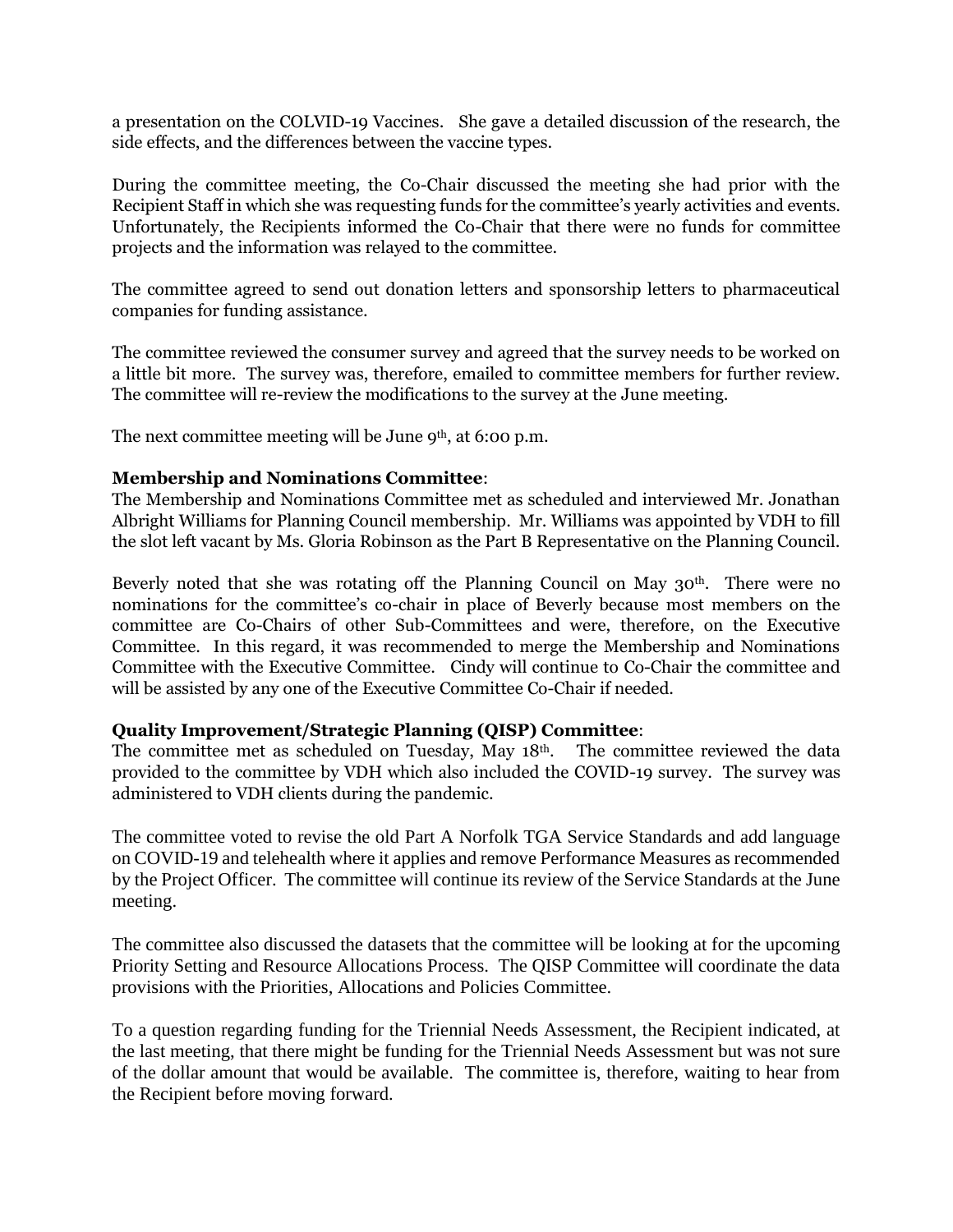a presentation on the COLVID-19 Vaccines. She gave a detailed discussion of the research, the side effects, and the differences between the vaccine types.

During the committee meeting, the Co-Chair discussed the meeting she had prior with the Recipient Staff in which she was requesting funds for the committee's yearly activities and events. Unfortunately, the Recipients informed the Co-Chair that there were no funds for committee projects and the information was relayed to the committee.

The committee agreed to send out donation letters and sponsorship letters to pharmaceutical companies for funding assistance.

The committee reviewed the consumer survey and agreed that the survey needs to be worked on a little bit more. The survey was, therefore, emailed to committee members for further review. The committee will re-review the modifications to the survey at the June meeting.

The next committee meeting will be June 9th, at 6:00 p.m.

**Membership and Nominations Committee**:

The Membership and Nominations Committee met as scheduled and interviewed Mr. Jonathan Albright Williams for Planning Council membership. Mr. Williams was appointed by VDH to fill the slot left vacant by Ms. Gloria Robinson as the Part B Representative on the Planning Council.

Beverly noted that she was rotating off the Planning Council on May 30th. There were no nominations for the committee's co-chair in place of Beverly because most members on the committee are Co-Chairs of other Sub-Committees and were, therefore, on the Executive Committee. In this regard, it was recommended to merge the Membership and Nominations Committee with the Executive Committee. Cindy will continue to Co-Chair the committee and will be assisted by any one of the Executive Committee Co-Chair if needed.

**Quality Improvement/Strategic Planning (QISP) Committee**:

The committee met as scheduled on Tuesday, May 18th. The committee reviewed the data provided to the committee by VDH which also included the COVID-19 survey. The survey was administered to VDH clients during the pandemic.

The committee voted to revise the old Part A Norfolk TGA Service Standards and add language on COVID-19 and telehealth where it applies and remove Performance Measures as recommended by the Project Officer. The committee will continue its review of the Service Standards at the June meeting.

The committee also discussed the datasets that the committee will be looking at for the upcoming Priority Setting and Resource Allocations Process. The QISP Committee will coordinate the data provisions with the Priorities, Allocations and Policies Committee.

To a question regarding funding for the Triennial Needs Assessment, the Recipient indicated, at the last meeting, that there might be funding for the Triennial Needs Assessment but was not sure of the dollar amount that would be available. The committee is, therefore, waiting to hear from the Recipient before moving forward.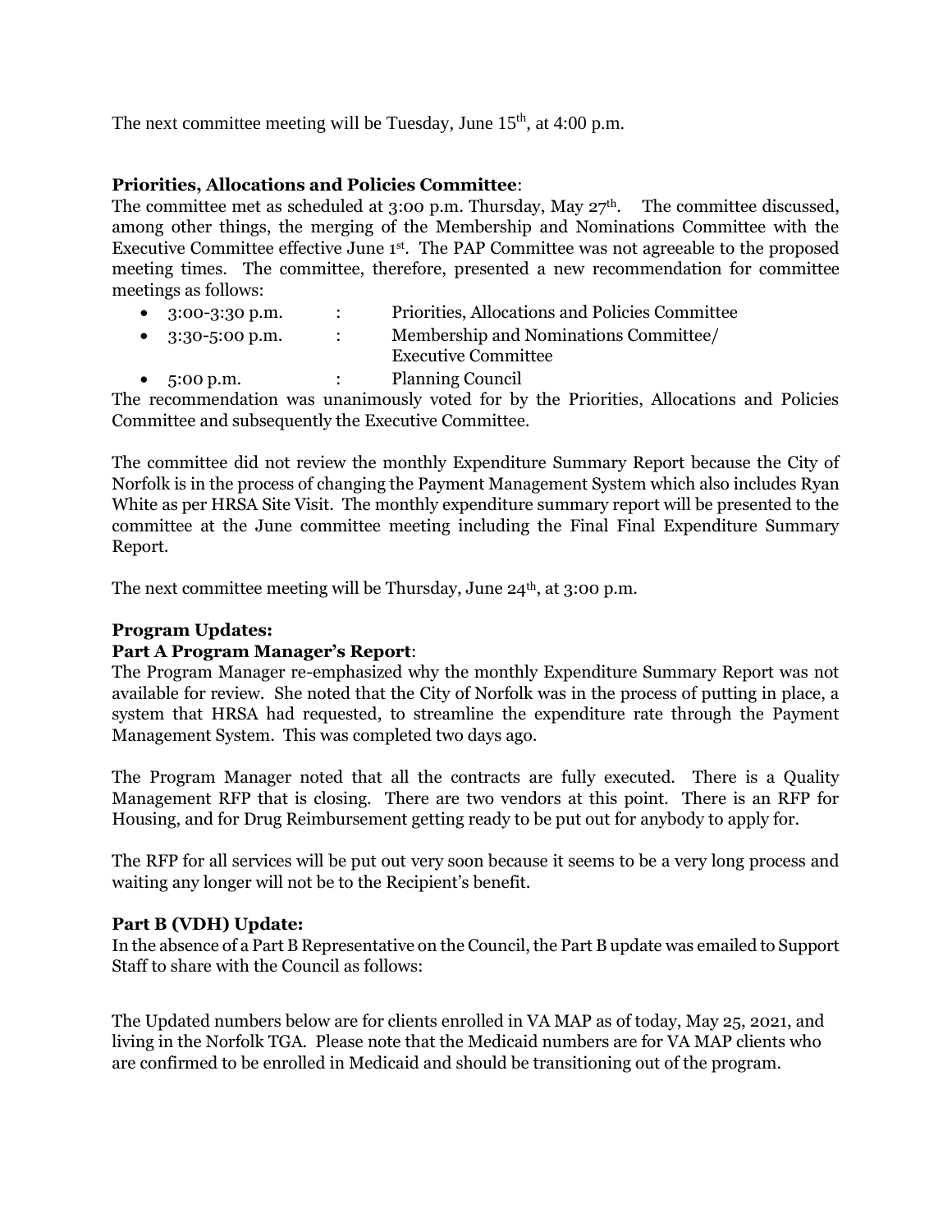The next committee meeting will be Tuesday, June 15th, at 4:00 p.m.

**Priorities, Allocations and Policies Committee**:

The committee met as scheduled at 3:00 p.m. Thursday, May 27th. The committee discussed, among other things, the merging of the Membership and Nominations Committee with the Executive Committee effective June 1st. The PAP Committee was not agreeable to the proposed meeting times. The committee, therefore, presented a new recommendation for committee meetings as follows:

- 3:00-3:30 p.m. : Priorities, Allocations and Policies Committee
- 3:30-5:00 p.m. : Membership and Nominations Committee/ Executive Committee
- 5:00 p.m. : Planning Council

The recommendation was unanimously voted for by the Priorities, Allocations and Policies Committee and subsequently the Executive Committee.

The committee did not review the monthly Expenditure Summary Report because the City of Norfolk is in the process of changing the Payment Management System which also includes Ryan White as per HRSA Site Visit. The monthly expenditure summary report will be presented to the committee at the June committee meeting including the Final Final Expenditure Summary Report.

The next committee meeting will be Thursday, June 24th, at 3:00 p.m.

**Program Updates:**

**Part A Program Manager's Report**:

The Program Manager re-emphasized why the monthly Expenditure Summary Report was not available for review. She noted that the City of Norfolk was in the process of putting in place, a system that HRSA had requested, to streamline the expenditure rate through the Payment Management System. This was completed two days ago.

The Program Manager noted that all the contracts are fully executed. There is a Quality Management RFP that is closing. There are two vendors at this point. There is an RFP for Housing, and for Drug Reimbursement getting ready to be put out for anybody to apply for.

The RFP for all services will be put out very soon because it seems to be a very long process and waiting any longer will not be to the Recipient's benefit.

**Part B (VDH) Update:**

In the absence of a Part B Representative on the Council, the Part B update was emailed to Support Staff to share with the Council as follows:

The Updated numbers below are for clients enrolled in VA MAP as of today, May 25, 2021, and living in the Norfolk TGA. Please note that the Medicaid numbers are for VA MAP clients who are confirmed to be enrolled in Medicaid and should be transitioning out of the program.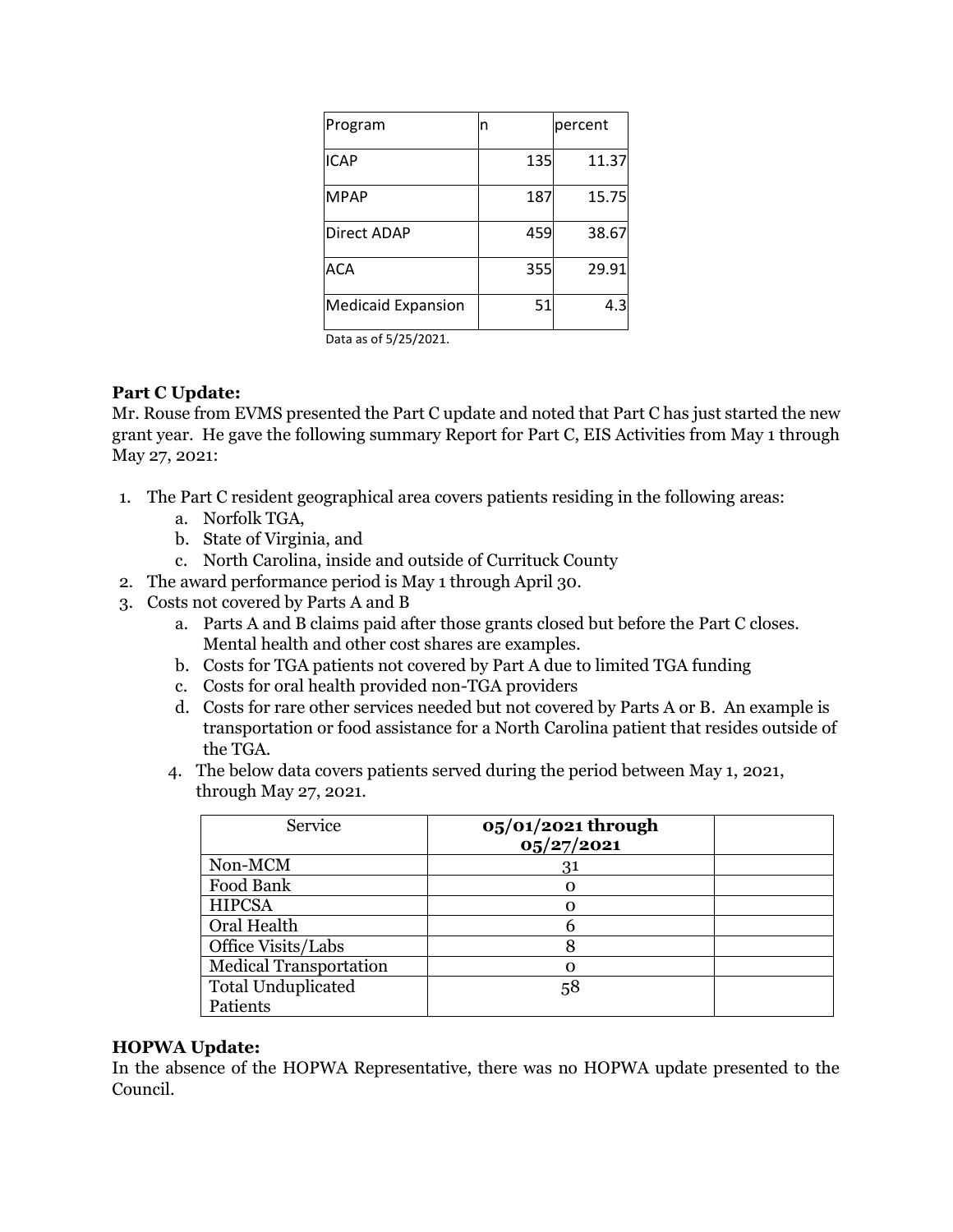| Program | n | percent |
|---|---|---|
| ICAP | 135 | 11.37 |
| MPAP | 187 | 15.75 |
| Direct ADAP | 459 | 38.67 |
| ACA | 355 | 29.91 |
| Medicaid Expansion | 51 | 4.3 |

Data as of 5/25/2021.

**Part C Update:**
Mr. Rouse from EVMS presented the Part C update and noted that Part C has just started the new grant year. He gave the following summary Report for Part C, EIS Activities from May 1 through May 27, 2021:

1. The Part C resident geographical area covers patients residing in the following areas:
   a. Norfolk TGA,
   b. State of Virginia, and
   c. North Carolina, inside and outside of Currituck County
2. The award performance period is May 1 through April 30.
3. Costs not covered by Parts A and B
   a. Parts A and B claims paid after those grants closed but before the Part C closes. Mental health and other cost shares are examples.
   b. Costs for TGA patients not covered by Part A due to limited TGA funding
   c. Costs for oral health provided non-TGA providers
   d. Costs for rare other services needed but not covered by Parts A or B. An example is transportation or food assistance for a North Carolina patient that resides outside of the TGA.
4. The below data covers patients served during the period between May 1, 2021, through May 27, 2021.

| Service | **05/01/2021 through 05/27/2021** | |
|---|---|---|
| Non-MCM | 31 | |
| Food Bank | 0 | |
| HIPCSA | 0 | |
| Oral Health | 6 | |
| Office Visits/Labs | 8 | |
| Medical Transportation | 0 | |
| Total Unduplicated Patients | 58 | |

**HOPWA Update:**
In the absence of the HOPWA Representative, there was no HOPWA update presented to the Council.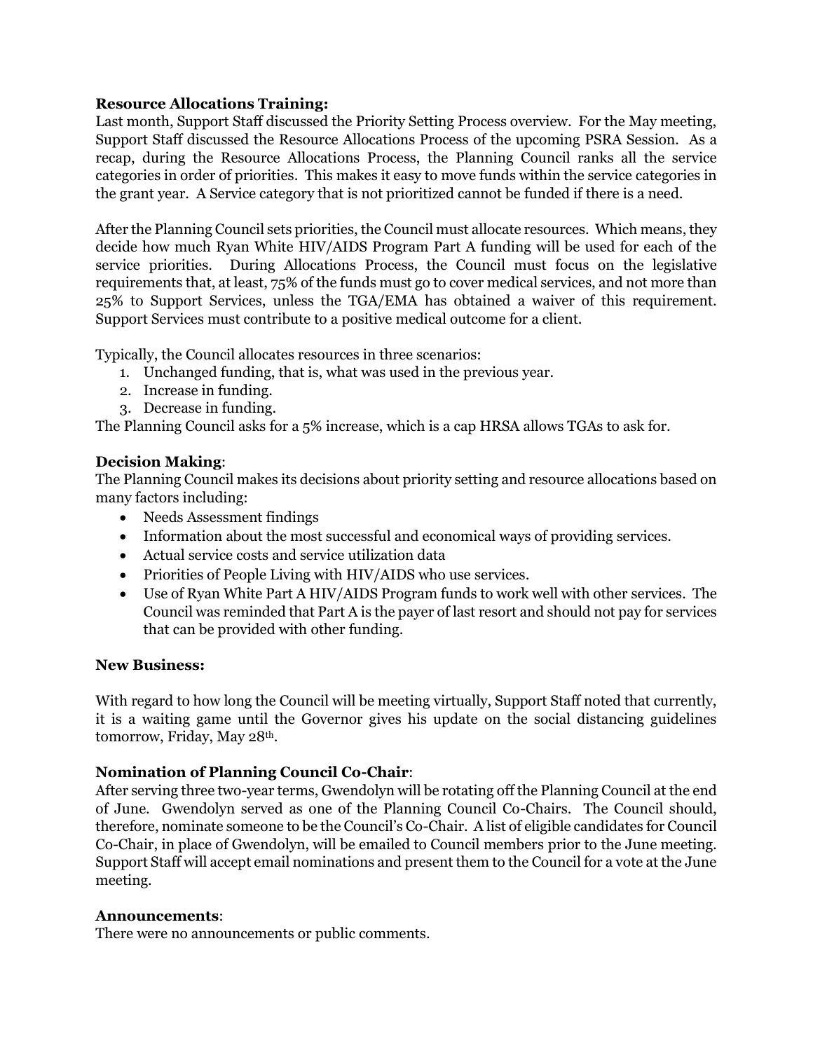**Resource Allocations Training:**
Last month, Support Staff discussed the Priority Setting Process overview. For the May meeting, Support Staff discussed the Resource Allocations Process of the upcoming PSRA Session. As a recap, during the Resource Allocations Process, the Planning Council ranks all the service categories in order of priorities. This makes it easy to move funds within the service categories in the grant year. A Service category that is not prioritized cannot be funded if there is a need.

After the Planning Council sets priorities, the Council must allocate resources. Which means, they decide how much Ryan White HIV/AIDS Program Part A funding will be used for each of the service priorities. During Allocations Process, the Council must focus on the legislative requirements that, at least, 75% of the funds must go to cover medical services, and not more than 25% to Support Services, unless the TGA/EMA has obtained a waiver of this requirement. Support Services must contribute to a positive medical outcome for a client.

Typically, the Council allocates resources in three scenarios:

1. Unchanged funding, that is, what was used in the previous year.
2. Increase in funding.
3. Decrease in funding.

The Planning Council asks for a 5% increase, which is a cap HRSA allows TGAs to ask for.

**Decision Making**:
The Planning Council makes its decisions about priority setting and resource allocations based on many factors including:

- Needs Assessment findings
- Information about the most successful and economical ways of providing services.
- Actual service costs and service utilization data
- Priorities of People Living with HIV/AIDS who use services.
- Use of Ryan White Part A HIV/AIDS Program funds to work well with other services. The Council was reminded that Part A is the payer of last resort and should not pay for services that can be provided with other funding.

**New Business:**

With regard to how long the Council will be meeting virtually, Support Staff noted that currently, it is a waiting game until the Governor gives his update on the social distancing guidelines tomorrow, Friday, May 28th.

**Nomination of Planning Council Co-Chair**:
After serving three two-year terms, Gwendolyn will be rotating off the Planning Council at the end of June. Gwendolyn served as one of the Planning Council Co-Chairs. The Council should, therefore, nominate someone to be the Council's Co-Chair. A list of eligible candidates for Council Co-Chair, in place of Gwendolyn, will be emailed to Council members prior to the June meeting. Support Staff will accept email nominations and present them to the Council for a vote at the June meeting.

**Announcements**:
There were no announcements or public comments.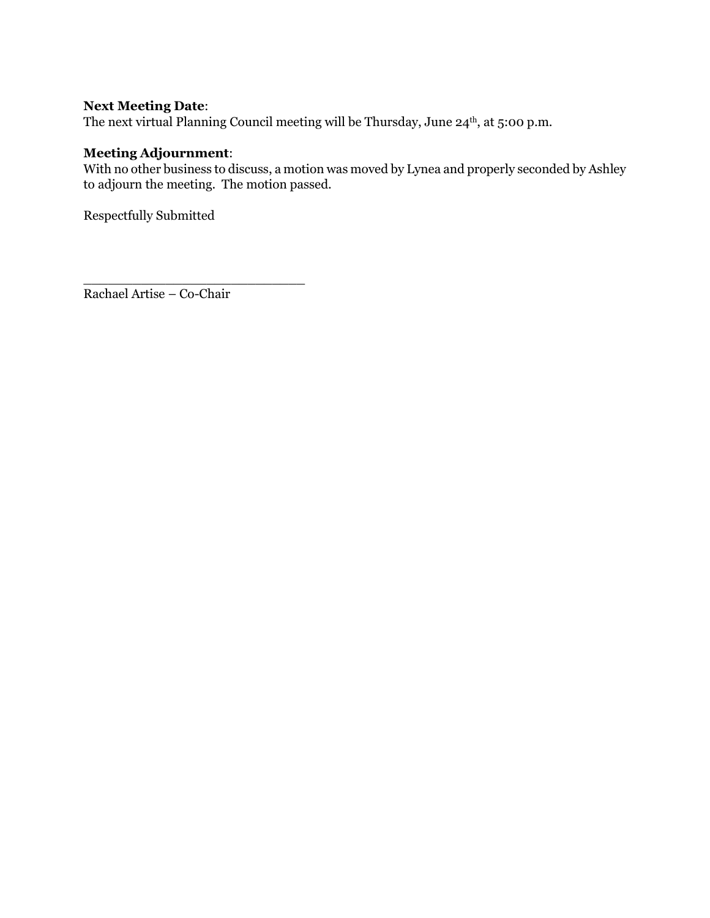**Next Meeting Date**:
The next virtual Planning Council meeting will be Thursday, June 24th, at 5:00 p.m.

**Meeting Adjournment**:
With no other business to discuss, a motion was moved by Lynea and properly seconded by Ashley to adjourn the meeting. The motion passed.

Respectfully Submitted

_____________________________
Rachael Artise – Co-Chair